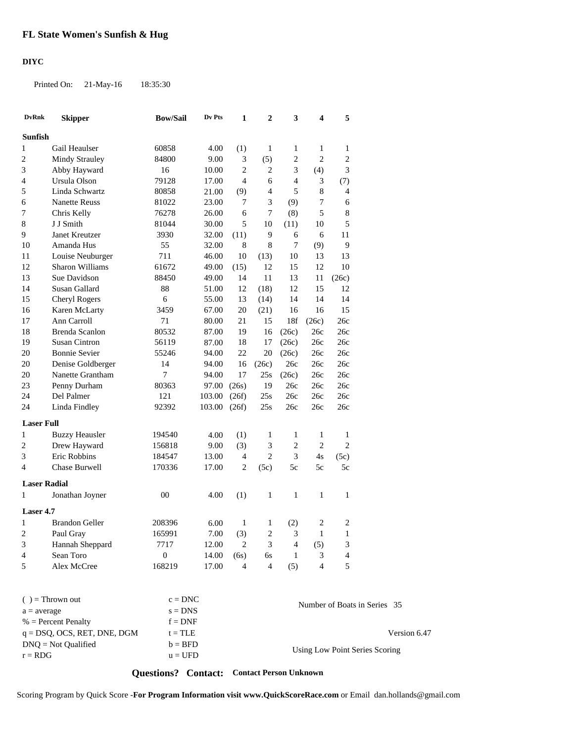# FL State Women's Sunfish & Hug

**DIYC**

Printed On: 21-May-16 18:35:30

| DvRnk | Skipper | Bow/Sail | Dv Pts | 1 | 2 | 3 | 4 | 5 |
|---|---|---|---|---|---|---|---|---|
| **Sunfish** | | | | | | | | |
| 1 | Gail Heaulser | 60858 | 4.00 | (1) | 1 | 1 | 1 | 1 |
| 2 | Mindy Strauley | 84800 | 9.00 | 3 | (5) | 2 | 2 | 2 |
| 3 | Abby Hayward | 16 | 10.00 | 2 | 2 | 3 | (4) | 3 |
| 4 | Ursula Olson | 79128 | 17.00 | 4 | 6 | 4 | 3 | (7) |
| 5 | Linda Schwartz | 80858 | 21.00 | (9) | 4 | 5 | 8 | 4 |
| 6 | Nanette Reuss | 81022 | 23.00 | 7 | 3 | (9) | 7 | 6 |
| 7 | Chris Kelly | 76278 | 26.00 | 6 | 7 | (8) | 5 | 8 |
| 8 | J J Smith | 81044 | 30.00 | 5 | 10 | (11) | 10 | 5 |
| 9 | Janet Kreutzer | 3930 | 32.00 | (11) | 9 | 6 | 6 | 11 |
| 10 | Amanda Hus | 55 | 32.00 | 8 | 8 | 7 | (9) | 9 |
| 11 | Louise Neuburger | 711 | 46.00 | 10 | (13) | 10 | 13 | 13 |
| 12 | Sharon Williams | 61672 | 49.00 | (15) | 12 | 15 | 12 | 10 |
| 13 | Sue Davidson | 88450 | 49.00 | 14 | 11 | 13 | 11 | (26c) |
| 14 | Susan Gallard | 88 | 51.00 | 12 | (18) | 12 | 15 | 12 |
| 15 | Cheryl Rogers | 6 | 55.00 | 13 | (14) | 14 | 14 | 14 |
| 16 | Karen McLarty | 3459 | 67.00 | 20 | (21) | 16 | 16 | 15 |
| 17 | Ann Carroll | 71 | 80.00 | 21 | 15 | 18f | (26c) | 26c |
| 18 | Brenda Scanlon | 80532 | 87.00 | 19 | 16 | (26c) | 26c | 26c |
| 19 | Susan Cintron | 56119 | 87.00 | 18 | 17 | (26c) | 26c | 26c |
| 20 | Bonnie Sevier | 55246 | 94.00 | 22 | 20 | (26c) | 26c | 26c |
| 20 | Denise Goldberger | 14 | 94.00 | 16 | (26c) | 26c | 26c | 26c |
| 20 | Nanette Grantham | 7 | 94.00 | 17 | 25s | (26c) | 26c | 26c |
| 23 | Penny Durham | 80363 | 97.00 | (26s) | 19 | 26c | 26c | 26c |
| 24 | Del Palmer | 121 | 103.00 | (26f) | 25s | 26c | 26c | 26c |
| 24 | Linda Findley | 92392 | 103.00 | (26f) | 25s | 26c | 26c | 26c |
| **Laser Full** | | | | | | | | |
| 1 | Buzzy Heausler | 194540 | 4.00 | (1) | 1 | 1 | 1 | 1 |
| 2 | Drew Hayward | 156818 | 9.00 | (3) | 3 | 2 | 2 | 2 |
| 3 | Eric Robbins | 184547 | 13.00 | 4 | 2 | 3 | 4s | (5c) |
| 4 | Chase Burwell | 170336 | 17.00 | 2 | (5c) | 5c | 5c | 5c |
| **Laser Radial** | | | | | | | | |
| 1 | Jonathan Joyner | 00 | 4.00 | (1) | 1 | 1 | 1 | 1 |
| **Laser 4.7** | | | | | | | | |
| 1 | Brandon Geller | 208396 | 6.00 | 1 | 1 | (2) | 2 | 2 |
| 2 | Paul Gray | 165991 | 7.00 | (3) | 2 | 3 | 1 | 1 |
| 3 | Hannah Sheppard | 7717 | 12.00 | 2 | 3 | 4 | (5) | 3 |
| 4 | Sean Toro | 0 | 14.00 | (6s) | 6s | 1 | 3 | 4 |
| 5 | Alex McCree | 168219 | 17.00 | 4 | 4 | (5) | 4 | 5 |

( ) = Thrown out
a = average
% = Percent Penalty
q = DSQ, OCS, RET, DNE, DGM
DNQ = Not Qualified
r = RDG

c = DNC
s = DNS
f = DNF
t = TLE
b = BFD
u = UFD

Number of Boats in Series 35

Version 6.47

Using Low Point Series Scoring

**Questions? Contact: Contact Person Unknown**

Scoring Program by Quick Score -**For Program Information visit www.QuickScoreRace.com** or Email dan.hollands@gmail.com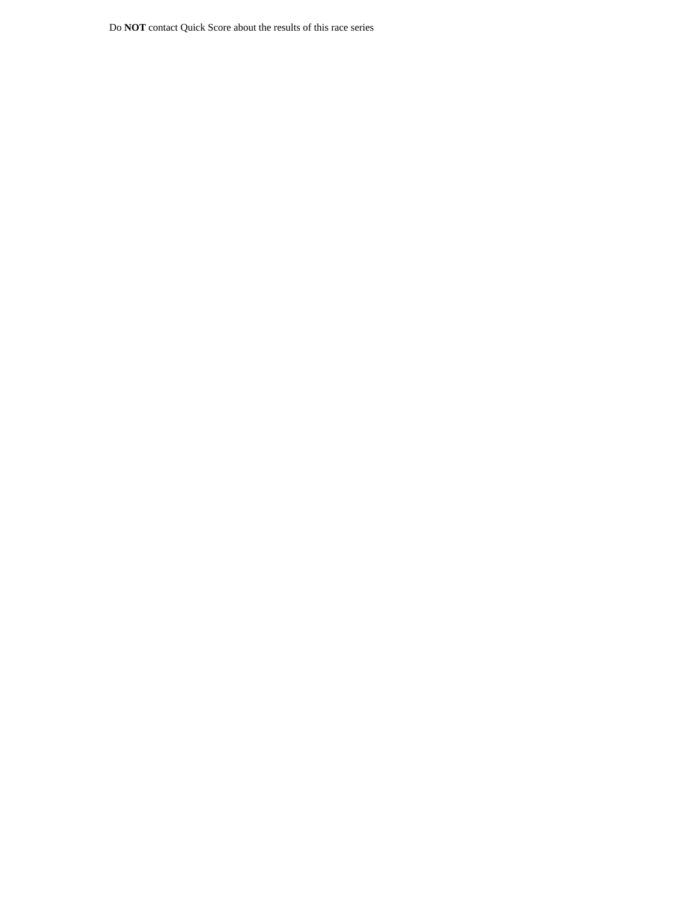Do **NOT** contact Quick Score about the results of this race series